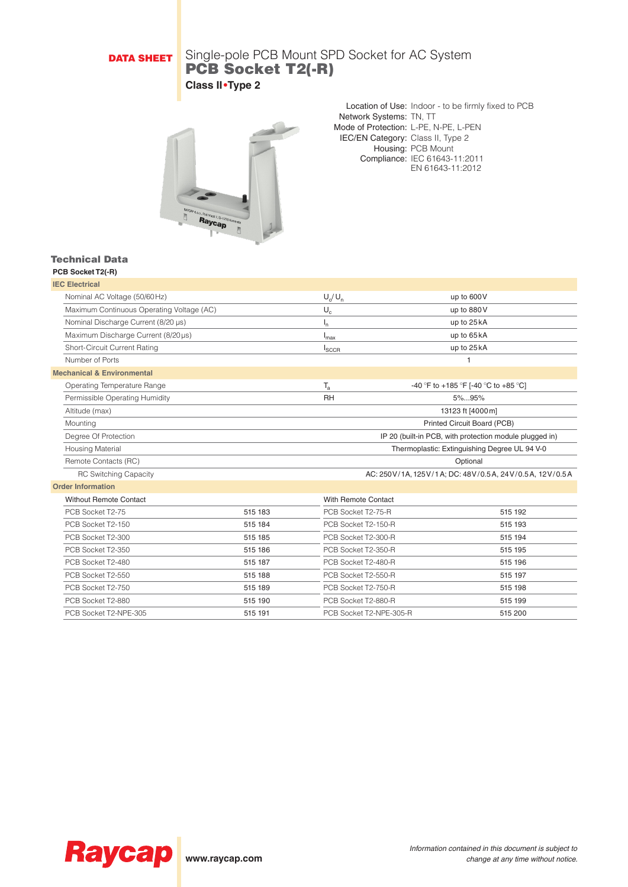**DATA SHEET**

Single-pole PCB Mount SPD Socket for AC System

# PCB Socket T2(-R)

**Class II•Type 2**

Location of Use: Indoor - to be firmly fixed to PCB
Network Systems: TN, TT
Mode of Protection: L-PE, N-PE, L-PEN
IEC/EN Category: Class II, Type 2
Housing: PCB Mount
Compliance: IEC 61643-11:2011
EN 61643-11:2012

## Technical Data

**PCB Socket T2(-R)**

| **IEC Electrical** | | |
|---|---|---|
| Nominal AC Voltage (50/60 Hz) | $U_o/U_n$ | up to 600 V |
| Maximum Continuous Operating Voltage (AC) | $U_c$ | up to 880 V |
| Nominal Discharge Current (8/20 µs) | $I_n$ | up to 25 kA |
| Maximum Discharge Current (8/20 µs) | $I_{max}$ | up to 65 kA |
| Short-Circuit Current Rating | $I_{SCCR}$ | up to 25 kA |
| Number of Ports | | 1 |
| **Mechanical & Environmental** | | |
| Operating Temperature Range | $T_a$ | -40 °F to +185 °F [-40 °C to +85 °C] |
| Permissible Operating Humidity | RH | 5%...95% |
| Altitude (max) | | 13123 ft [4000 m] |
| Mounting | | Printed Circuit Board (PCB) |
| Degree Of Protection | | IP 20 (built-in PCB, with protection module plugged in) |
| Housing Material | | Thermoplastic: Extinguishing Degree UL 94 V-0 |
| Remote Contacts (RC) | | Optional |
| RC Switching Capacity | | AC: 250 V / 1A, 125 V / 1 A; DC: 48 V / 0.5 A, 24 V / 0.5 A, 12 V / 0.5 A |

| **Order Information** | | | |
|---|---|---|---|
| Without Remote Contact | | With Remote Contact | |
| PCB Socket T2-75 | 515 183 | PCB Socket T2-75-R | 515 192 |
| PCB Socket T2-150 | 515 184 | PCB Socket T2-150-R | 515 193 |
| PCB Socket T2-300 | 515 185 | PCB Socket T2-300-R | 515 194 |
| PCB Socket T2-350 | 515 186 | PCB Socket T2-350-R | 515 195 |
| PCB Socket T2-480 | 515 187 | PCB Socket T2-480-R | 515 196 |
| PCB Socket T2-550 | 515 188 | PCB Socket T2-550-R | 515 197 |
| PCB Socket T2-750 | 515 189 | PCB Socket T2-750-R | 515 198 |
| PCB Socket T2-880 | 515 190 | PCB Socket T2-880-R | 515 199 |
| PCB Socket T2-NPE-305 | 515 191 | PCB Socket T2-NPE-305-R | 515 200 |

Raycap www.raycap.com

*Information contained in this document is subject to change at any time without notice.*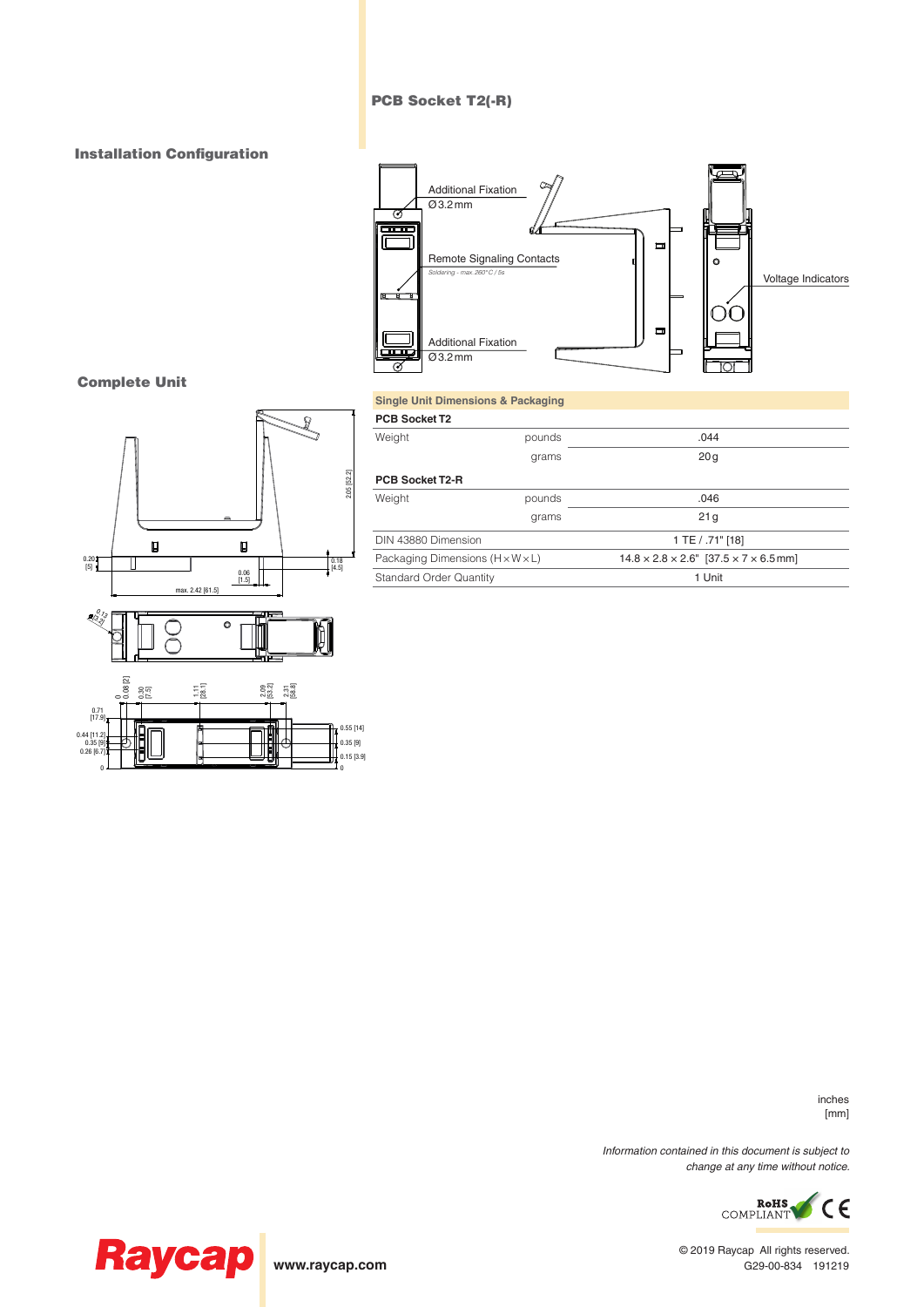## PCB Socket T2(-R)

### Installation Configuration

Additional Fixation
Ø3.2 mm

Remote Signaling Contacts
*Soldering - max. 260°C / 5s*

Additional Fixation
Ø3.2 mm

Voltage Indicators

### Complete Unit

2.05 [52.2]
0.20 [5]
0.18 [4.5]
0.06 [1.5]
max. 2.42 [61.5]
0.13 [3.2]
0 0.08 [2] 0.30 [7.5] 1.11 [28.1] 2.09 [53.2] 2.31 [58.8]
0.71 [17.9]
0.44 [11.2]
0.35 [9]
0.26 [6.7]
0
0.55 [14]
0.35 [9]
0.15 [3.9]
0

| Single Unit Dimensions & Packaging | | |
|---|---|---|
| **PCB Socket T2** | | |
| Weight | pounds | .044 |
| | grams | 20 g |
| **PCB Socket T2-R** | | |
| Weight | pounds | .046 |
| | grams | 21 g |
| DIN 43880 Dimension | | 1 TE / .71" [18] |
| Packaging Dimensions (H × W × L) | | 14.8 × 2.8 × 2.6" [37.5 × 7 × 6.5 mm] |
| Standard Order Quantity | | 1 Unit |

inches
[mm]

*Information contained in this document is subject to change at any time without notice.*

RoHS COMPLIANT CE

Raycap www.raycap.com

© 2019 Raycap All rights reserved.
G29-00-834 191219